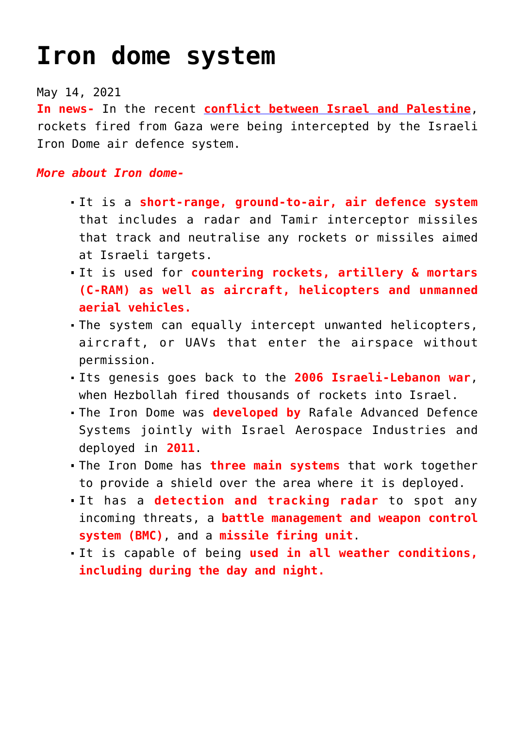# Iron dome system

May 14, 2021

**In news-** In the recent **conflict between Israel and Palestine**, rockets fired from Gaza were being intercepted by the Israeli Iron Dome air defence system.

***More about Iron dome-***

- It is a **short-range, ground-to-air, air defence system** that includes a radar and Tamir interceptor missiles that track and neutralise any rockets or missiles aimed at Israeli targets.
- It is used for **countering rockets, artillery & mortars (C-RAM) as well as aircraft, helicopters and unmanned aerial vehicles.**
- The system can equally intercept unwanted helicopters, aircraft, or UAVs that enter the airspace without permission.
- Its genesis goes back to the **2006 Israeli-Lebanon war**, when Hezbollah fired thousands of rockets into Israel.
- The Iron Dome was **developed by** Rafale Advanced Defence Systems jointly with Israel Aerospace Industries and deployed in **2011**.
- The Iron Dome has **three main systems** that work together to provide a shield over the area where it is deployed.
- It has a **detection and tracking radar** to spot any incoming threats, a **battle management and weapon control system (BMC)**, and a **missile firing unit**.
- It is capable of being **used in all weather conditions, including during the day and night.**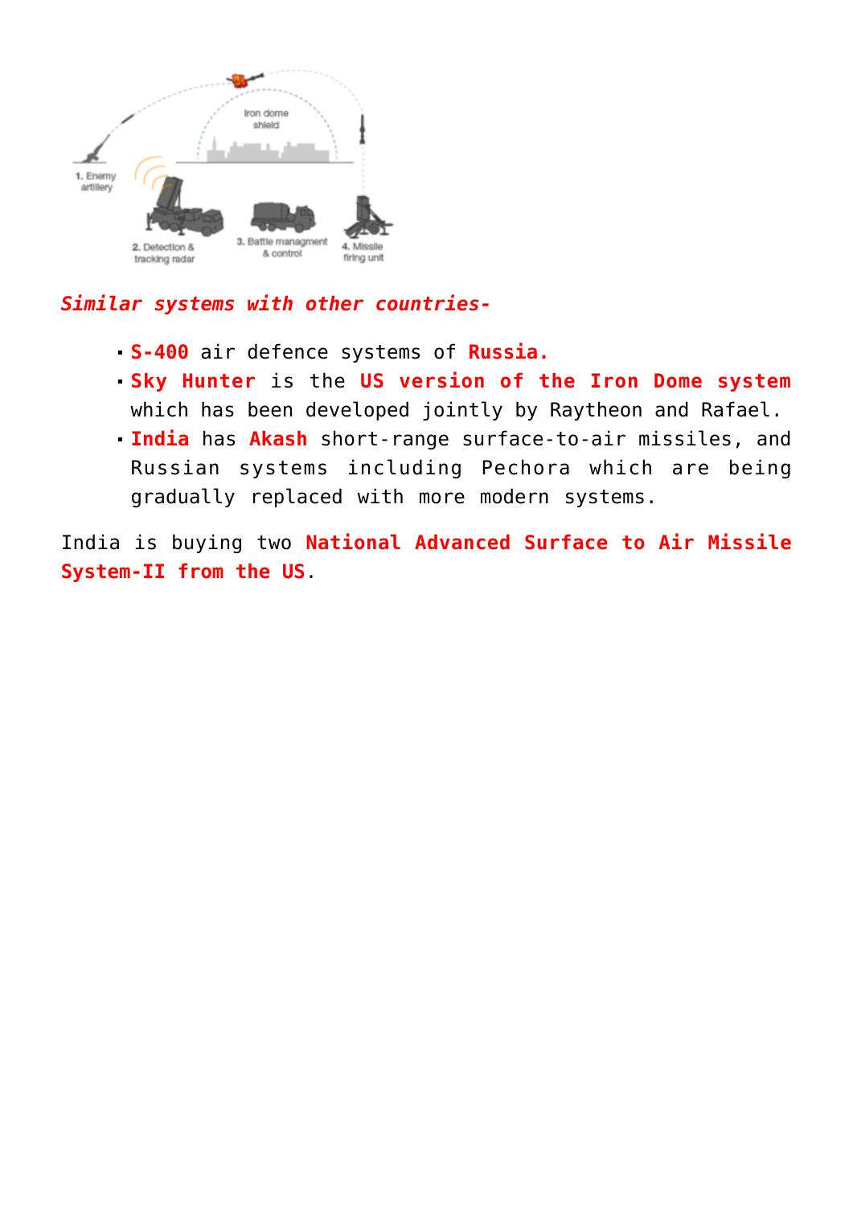***Similar systems with other countries-***

- **S-400** air defence systems of **Russia.**
- **Sky Hunter** is the **US version of the Iron Dome system** which has been developed jointly by Raytheon and Rafael.
- **India** has **Akash** short-range surface-to-air missiles, and Russian systems including Pechora which are being gradually replaced with more modern systems.

India is buying two **National Advanced Surface to Air Missile System-II from the US**.